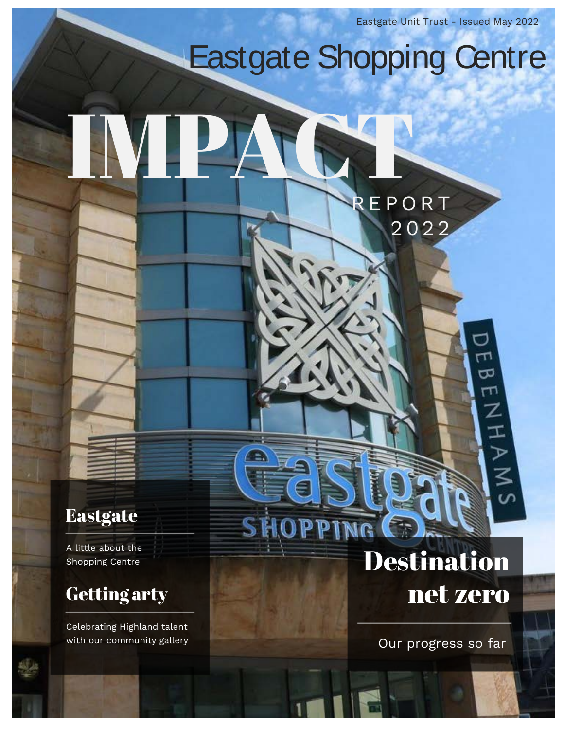Eastgate Unit Trust - Issued May 2022

# Eastgate Shopping Centre

# IMPACT

REPORT 2022

## Eastgate

A little about the Shopping Centre

## Getting arty

Celebrating Highland talent with our community gallery

## Destination net zero

Our progress so far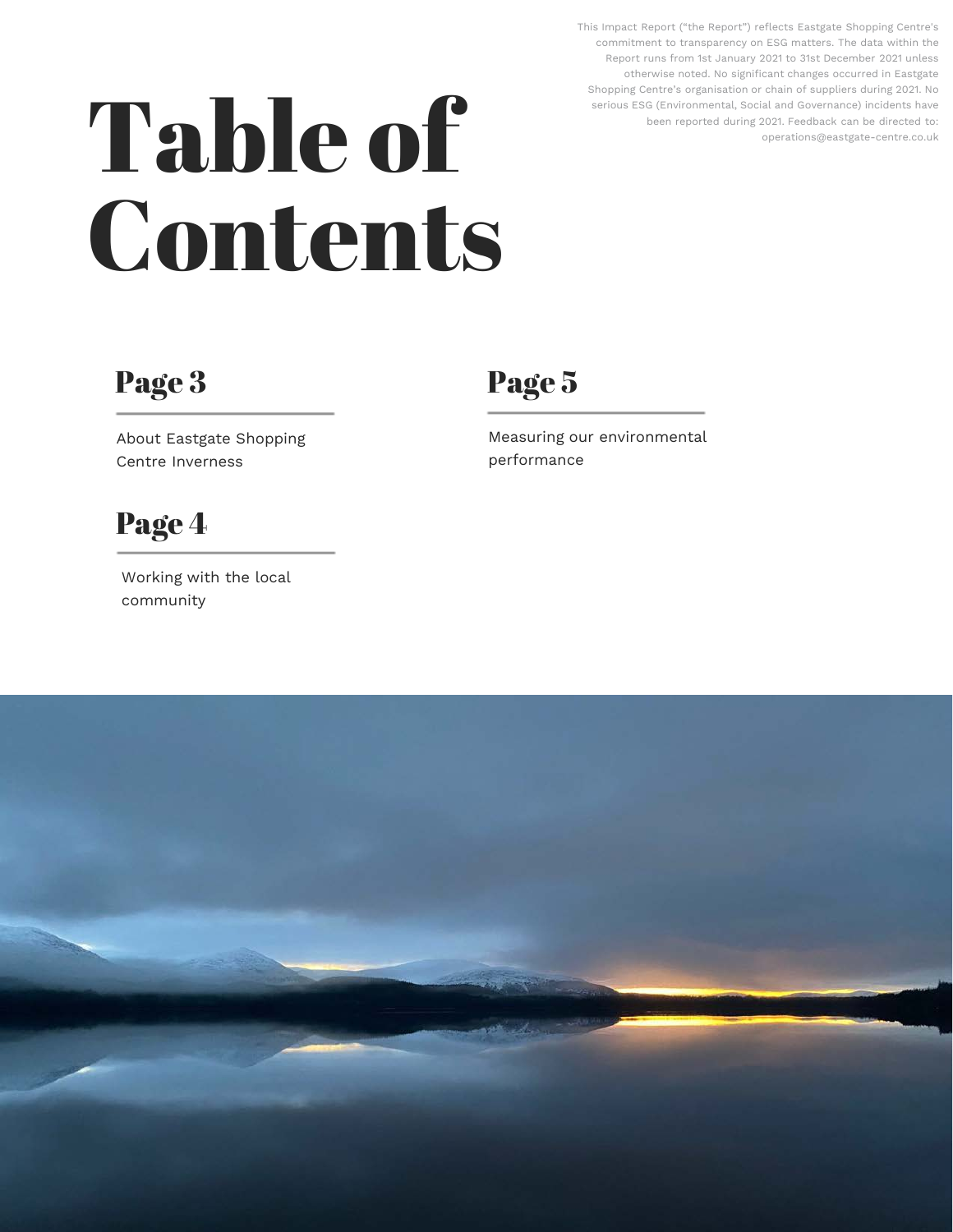This Impact Report ("the Report") reflects Eastgate Shopping Centre's commitment to transparency on ESG matters. The data within the Report runs from 1st January 2021 to 31st December 2021 unless otherwise noted. No significant changes occurred in Eastgate Shopping Centre's organisation or chain of suppliers during 2021. No serious ESG (Environmental, Social and Governance) incidents have been reported during 2021. Feedback can be directed to: operations@eastgate-centre.co.uk

# Table of Contents

## Page 3

About Eastgate Shopping Centre Inverness

## Page 4

Working with the local community

## Page 5

Measuring our environmental performance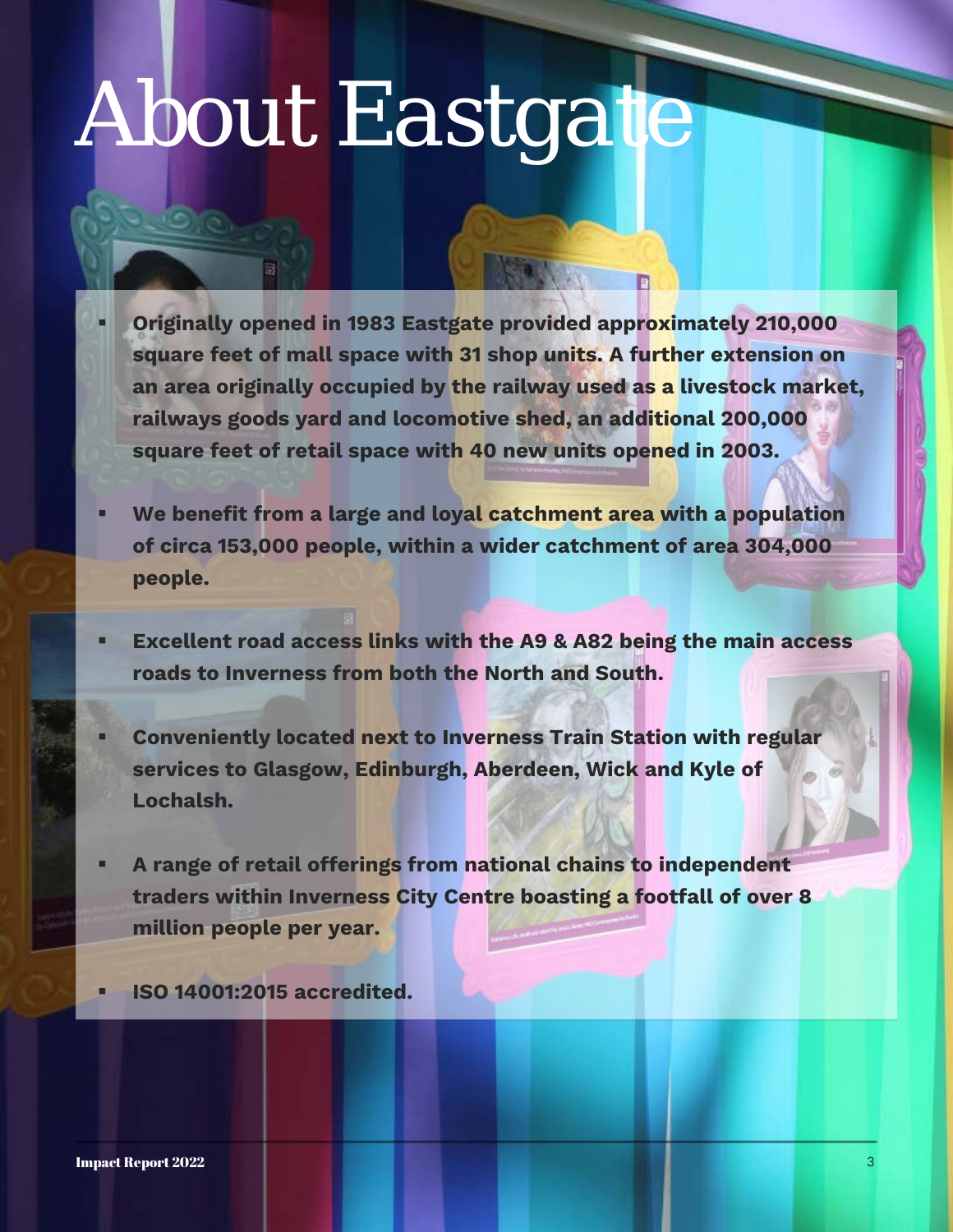# About Eastgate

- **Originally opened in 1983 Eastgate provided approximately 210,000 square feet of mall space with 31 shop units. A further extension on an area originally occupied by the railway used as a livestock market, railways goods yard and locomotive shed, an additional 200,000 square feet of retail space with 40 new units opened in 2003.**
- **We benefit from a large and loyal catchment area with a population of circa 153,000 people, within a wider catchment of area 304,000 people.**
- **Excellent road access links with the A9 & A82 being the main access roads to Inverness from both the North and South.**
- **Conveniently located next to Inverness Train Station with regular services to Glasgow, Edinburgh, Aberdeen, Wick and Kyle of Lochalsh.**
- **A range of retail offerings from national chains to independent traders within Inverness City Centre boasting a footfall of over 8 million people per year.**
- **ISO 14001:2015 accredited.**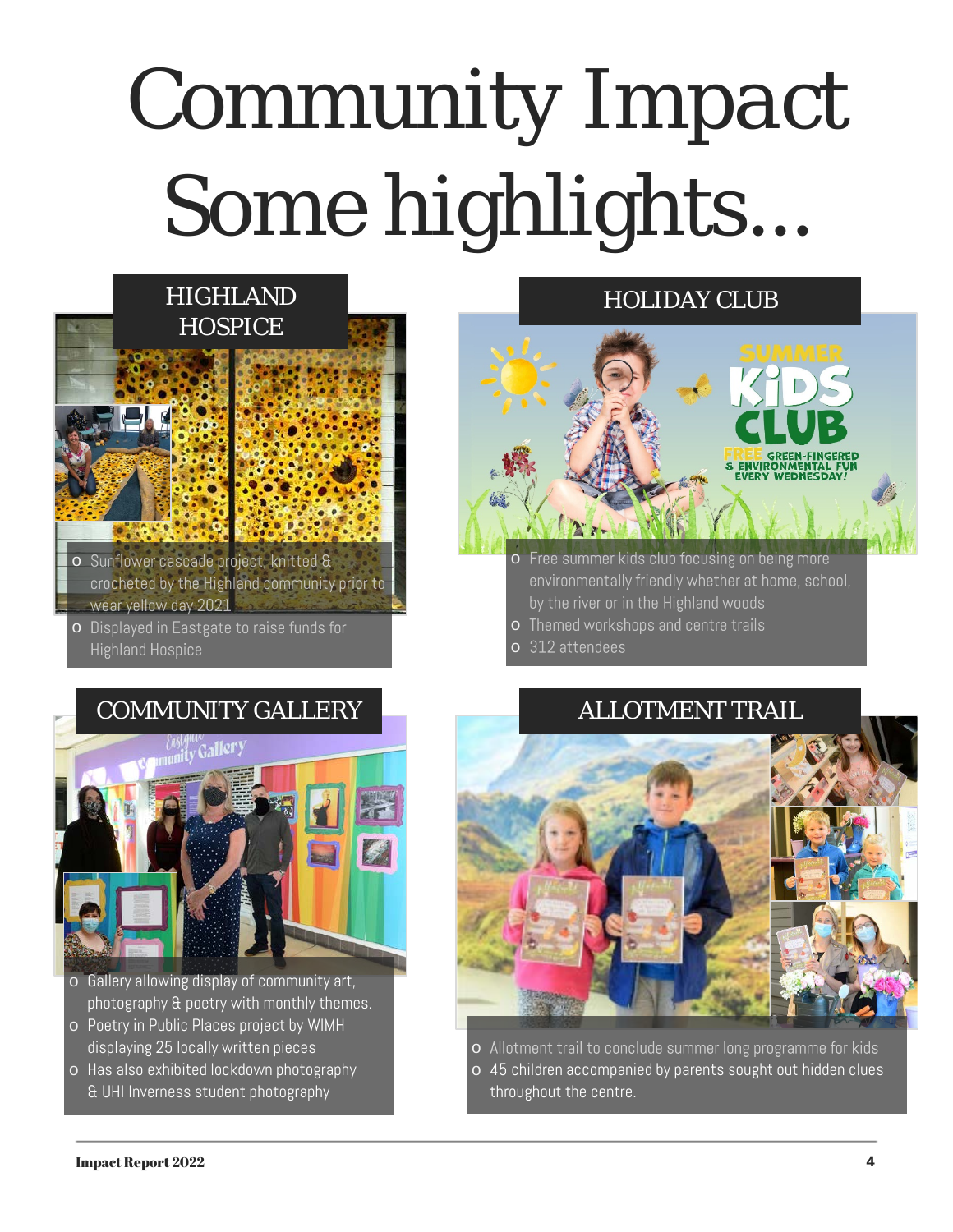# Community Impact Some highlights…

## HIGHLAND HOSPICE

- Sunflower cascade project, knitted & crocheted by the Highland community prior to wear yellow day 2021
- Displayed in Eastgate to raise funds for Highland Hospice

## HOLIDAY CLUB

- Free summer kids club focusing on being more environmentally friendly whether at home, school, by the river or in the Highland woods
- Themed workshops and centre trails
- 312 attendees

## COMMUNITY GALLERY

- Gallery allowing display of community art, photography & poetry with monthly themes.
- Poetry in Public Places project by WIMH displaying 25 locally written pieces
- Has also exhibited lockdown photography & UHI Inverness student photography

## ALLOTMENT TRAIL

- Allotment trail to conclude summer long programme for kids
- 45 children accompanied by parents sought out hidden clues throughout the centre.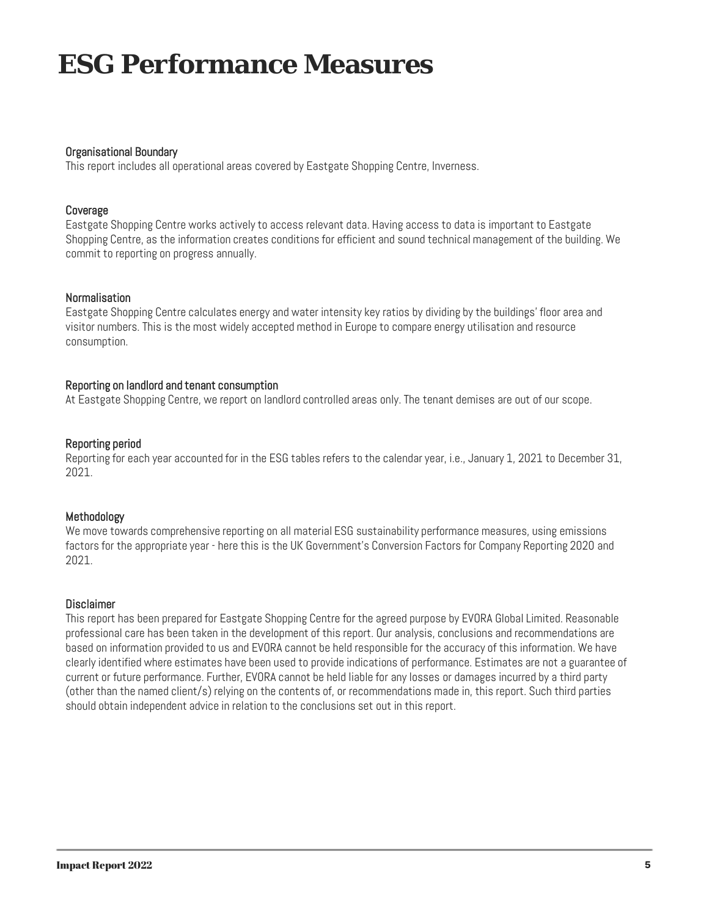# ESG Performance Measures

### Organisational Boundary

This report includes all operational areas covered by Eastgate Shopping Centre, Inverness.

### Coverage

Eastgate Shopping Centre works actively to access relevant data. Having access to data is important to Eastgate Shopping Centre, as the information creates conditions for efficient and sound technical management of the building. We commit to reporting on progress annually.

### Normalisation

Eastgate Shopping Centre calculates energy and water intensity key ratios by dividing by the buildings' floor area and visitor numbers. This is the most widely accepted method in Europe to compare energy utilisation and resource consumption.

### Reporting on landlord and tenant consumption

At Eastgate Shopping Centre, we report on landlord controlled areas only. The tenant demises are out of our scope.

### Reporting period

Reporting for each year accounted for in the ESG tables refers to the calendar year, i.e., January 1, 2021 to December 31, 2021.

### Methodology

We move towards comprehensive reporting on all material ESG sustainability performance measures, using emissions factors for the appropriate year - here this is the UK Government's Conversion Factors for Company Reporting 2020 and 2021.

### Disclaimer

This report has been prepared for Eastgate Shopping Centre for the agreed purpose by EVORA Global Limited. Reasonable professional care has been taken in the development of this report. Our analysis, conclusions and recommendations are based on information provided to us and EVORA cannot be held responsible for the accuracy of this information. We have clearly identified where estimates have been used to provide indications of performance. Estimates are not a guarantee of current or future performance. Further, EVORA cannot be held liable for any losses or damages incurred by a third party (other than the named client/s) relying on the contents of, or recommendations made in, this report. Such third parties should obtain independent advice in relation to the conclusions set out in this report.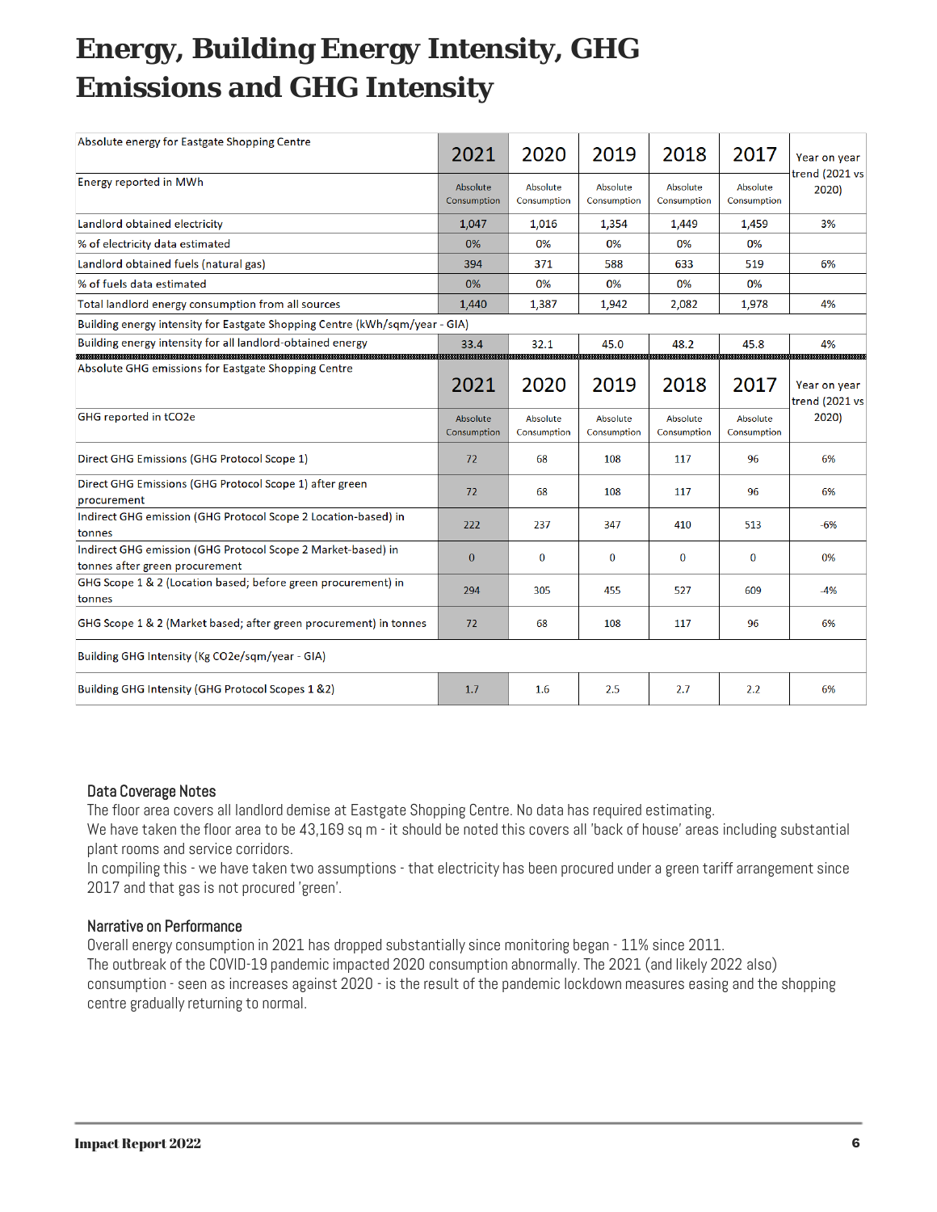# Energy, Building Energy Intensity, GHG Emissions and GHG Intensity

| Absolute energy for Eastgate Shopping Centre | 2021 | 2020 | 2019 | 2018 | 2017 | Year on year trend (2021 vs 2020) |
|---|---|---|---|---|---|---|
| Energy reported in MWh | Absolute Consumption | Absolute Consumption | Absolute Consumption | Absolute Consumption | Absolute Consumption | |
| Landlord obtained electricity | 1,047 | 1,016 | 1,354 | 1,449 | 1,459 | 3% |
| % of electricity data estimated | 0% | 0% | 0% | 0% | 0% | |
| Landlord obtained fuels (natural gas) | 394 | 371 | 588 | 633 | 519 | 6% |
| % of fuels data estimated | 0% | 0% | 0% | 0% | 0% | |
| Total landlord energy consumption from all sources | 1,440 | 1,387 | 1,942 | 2,082 | 1,978 | 4% |
| Building energy intensity for Eastgate Shopping Centre (kWh/sqm/year - GIA) | | | | | | |
| Building energy intensity for all landlord-obtained energy | 33.4 | 32.1 | 45.0 | 48.2 | 45.8 | 4% |

| Absolute GHG emissions for Eastgate Shopping Centre | 2021 | 2020 | 2019 | 2018 | 2017 | Year on year trend (2021 vs 2020) |
|---|---|---|---|---|---|---|
| GHG reported in tCO2e | Absolute Consumption | Absolute Consumption | Absolute Consumption | Absolute Consumption | Absolute Consumption | |
| Direct GHG Emissions (GHG Protocol Scope 1) | 72 | 68 | 108 | 117 | 96 | 6% |
| Direct GHG Emissions (GHG Protocol Scope 1) after green procurement | 72 | 68 | 108 | 117 | 96 | 6% |
| Indirect GHG emission (GHG Protocol Scope 2 Location-based) in tonnes | 222 | 237 | 347 | 410 | 513 | -6% |
| Indirect GHG emission (GHG Protocol Scope 2 Market-based) in tonnes after green procurement | 0 | 0 | 0 | 0 | 0 | 0% |
| GHG Scope 1 & 2 (Location based; before green procurement) in tonnes | 294 | 305 | 455 | 527 | 609 | -4% |
| GHG Scope 1 & 2 (Market based; after green procurement) in tonnes | 72 | 68 | 108 | 117 | 96 | 6% |
| Building GHG Intensity (Kg CO2e/sqm/year - GIA) | | | | | | |
| Building GHG Intensity (GHG Protocol Scopes 1 &2) | 1.7 | 1.6 | 2.5 | 2.7 | 2.2 | 6% |

## Data Coverage Notes

The floor area covers all landlord demise at Eastgate Shopping Centre. No data has required estimating.
We have taken the floor area to be 43,169 sq m - it should be noted this covers all 'back of house' areas including substantial plant rooms and service corridors.
In compiling this - we have taken two assumptions - that electricity has been procured under a green tariff arrangement since 2017 and that gas is not procured 'green'.

## Narrative on Performance

Overall energy consumption in 2021 has dropped substantially since monitoring began - 11% since 2011.
The outbreak of the COVID-19 pandemic impacted 2020 consumption abnormally. The 2021 (and likely 2022 also) consumption - seen as increases against 2020 - is the result of the pandemic lockdown measures easing and the shopping centre gradually returning to normal.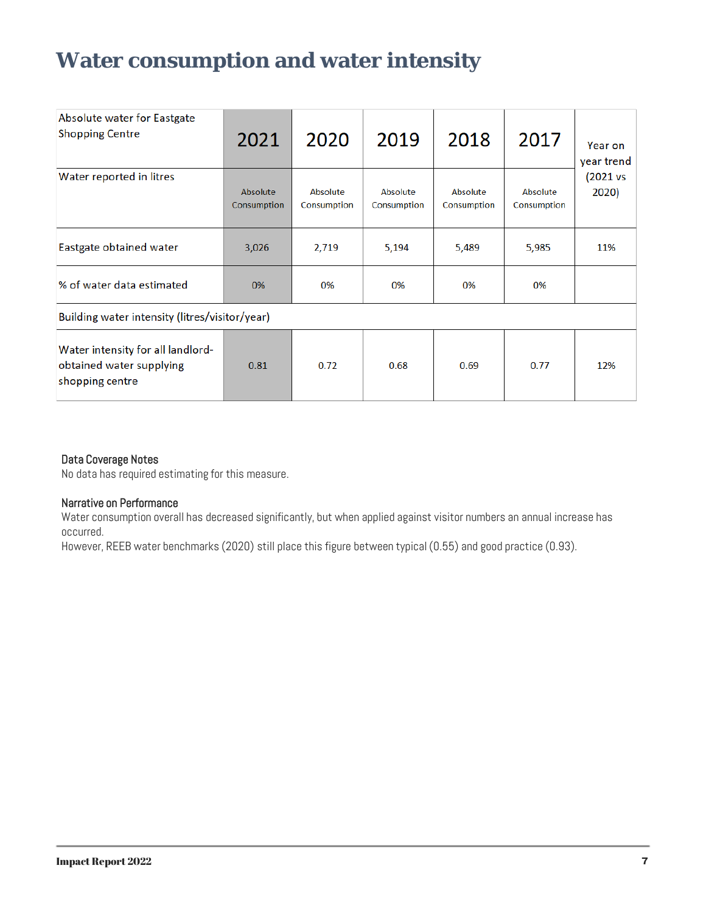# Water consumption and water intensity

| Absolute water for Eastgate Shopping Centre | 2021 | 2020 | 2019 | 2018 | 2017 | Year on year trend (2021 vs 2020) |
|---|---|---|---|---|---|---|
| Water reported in litres | Absolute Consumption | Absolute Consumption | Absolute Consumption | Absolute Consumption | Absolute Consumption | |
| Eastgate obtained water | 3,026 | 2,719 | 5,194 | 5,489 | 5,985 | 11% |
| % of water data estimated | 0% | 0% | 0% | 0% | 0% | |
| Building water intensity (litres/visitor/year) | | | | | | |
| Water intensity for all landlord-obtained water supplying shopping centre | 0.81 | 0.72 | 0.68 | 0.69 | 0.77 | 12% |

### Data Coverage Notes

No data has required estimating for this measure.

### Narrative on Performance

Water consumption overall has decreased significantly, but when applied against visitor numbers an annual increase has occurred.

However, REEB water benchmarks (2020) still place this figure between typical (0.55) and good practice (0.93).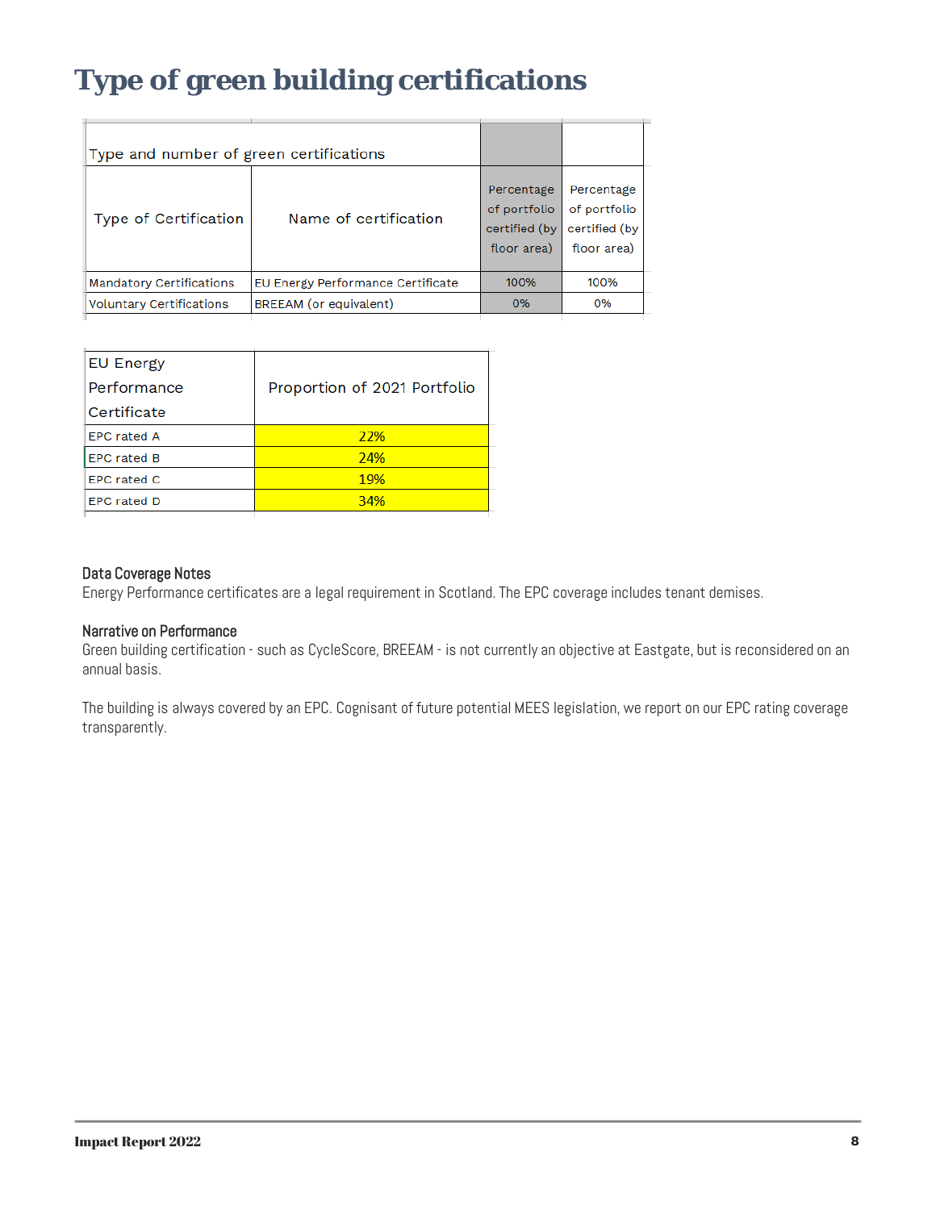# Type of green building certifications

| Type and number of green certifications | | | |
|---|---|---|---|
| Type of Certification | Name of certification | Percentage of portfolio certified (by floor area) | Percentage of portfolio certified (by floor area) |
| Mandatory Certifications | EU Energy Performance Certificate | 100% | 100% |
| Voluntary Certifications | BREEAM (or equivalent) | 0% | 0% |

| EU Energy Performance Certificate | Proportion of 2021 Portfolio |
|---|---|
| EPC rated A | 22% |
| EPC rated B | 24% |
| EPC rated C | 19% |
| EPC rated D | 34% |

### Data Coverage Notes

Energy Performance certificates are a legal requirement in Scotland. The EPC coverage includes tenant demises.

### Narrative on Performance

Green building certification - such as CycleScore, BREEAM - is not currently an objective at Eastgate, but is reconsidered on an annual basis.

The building is always covered by an EPC. Cognisant of future potential MEES legislation, we report on our EPC rating coverage transparently.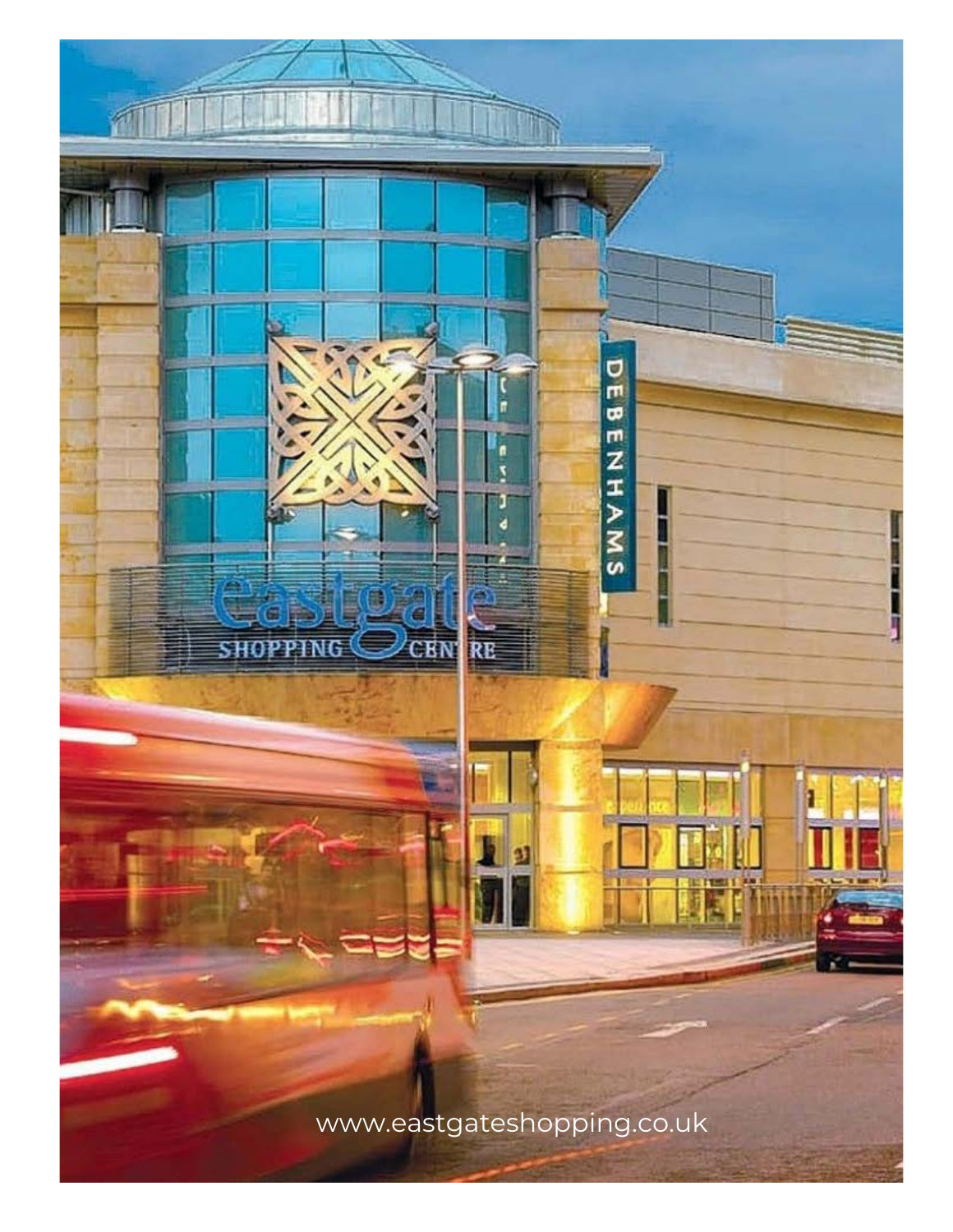www.eastgateshopping.co.uk